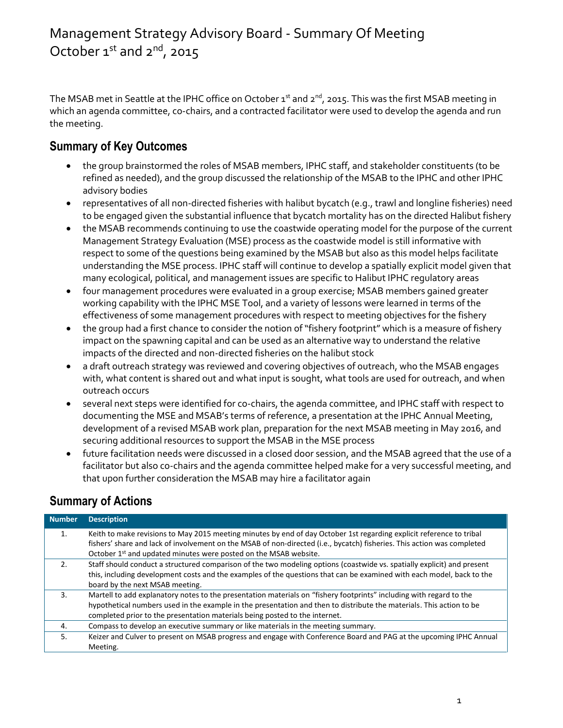# Management Strategy Advisory Board - Summary Of Meeting October 1st and 2nd, 2015

The MSAB met in Seattle at the IPHC office on October 1st and 2nd, 2015. This was the first MSAB meeting in which an agenda committee, co-chairs, and a contracted facilitator were used to develop the agenda and run the meeting.

## Summary of Key Outcomes

- the group brainstormed the roles of MSAB members, IPHC staff, and stakeholder constituents (to be refined as needed), and the group discussed the relationship of the MSAB to the IPHC and other IPHC advisory bodies
- representatives of all non-directed fisheries with halibut bycatch (e.g., trawl and longline fisheries) need to be engaged given the substantial influence that bycatch mortality has on the directed Halibut fishery
- the MSAB recommends continuing to use the coastwide operating model for the purpose of the current Management Strategy Evaluation (MSE) process as the coastwide model is still informative with respect to some of the questions being examined by the MSAB but also as this model helps facilitate understanding the MSE process. IPHC staff will continue to develop a spatially explicit model given that many ecological, political, and management issues are specific to Halibut IPHC regulatory areas
- four management procedures were evaluated in a group exercise; MSAB members gained greater working capability with the IPHC MSE Tool, and a variety of lessons were learned in terms of the effectiveness of some management procedures with respect to meeting objectives for the fishery
- the group had a first chance to consider the notion of "fishery footprint" which is a measure of fishery impact on the spawning capital and can be used as an alternative way to understand the relative impacts of the directed and non-directed fisheries on the halibut stock
- a draft outreach strategy was reviewed and covering objectives of outreach, who the MSAB engages with, what content is shared out and what input is sought, what tools are used for outreach, and when outreach occurs
- several next steps were identified for co-chairs, the agenda committee, and IPHC staff with respect to documenting the MSE and MSAB's terms of reference, a presentation at the IPHC Annual Meeting, development of a revised MSAB work plan, preparation for the next MSAB meeting in May 2016, and securing additional resources to support the MSAB in the MSE process
- future facilitation needs were discussed in a closed door session, and the MSAB agreed that the use of a facilitator but also co-chairs and the agenda committee helped make for a very successful meeting, and that upon further consideration the MSAB may hire a facilitator again

## Summary of Actions

| Number | Description |
|---|---|
| 1. | Keith to make revisions to May 2015 meeting minutes by end of day October 1st regarding explicit reference to tribal fishers' share and lack of involvement on the MSAB of non-directed (i.e., bycatch) fisheries. This action was completed October 1st and updated minutes were posted on the MSAB website. |
| 2. | Staff should conduct a structured comparison of the two modeling options (coastwide vs. spatially explicit) and present this, including development costs and the examples of the questions that can be examined with each model, back to the board by the next MSAB meeting. |
| 3. | Martell to add explanatory notes to the presentation materials on "fishery footprints" including with regard to the hypothetical numbers used in the example in the presentation and then to distribute the materials. This action to be completed prior to the presentation materials being posted to the internet. |
| 4. | Compass to develop an executive summary or like materials in the meeting summary. |
| 5. | Keizer and Culver to present on MSAB progress and engage with Conference Board and PAG at the upcoming IPHC Annual Meeting. |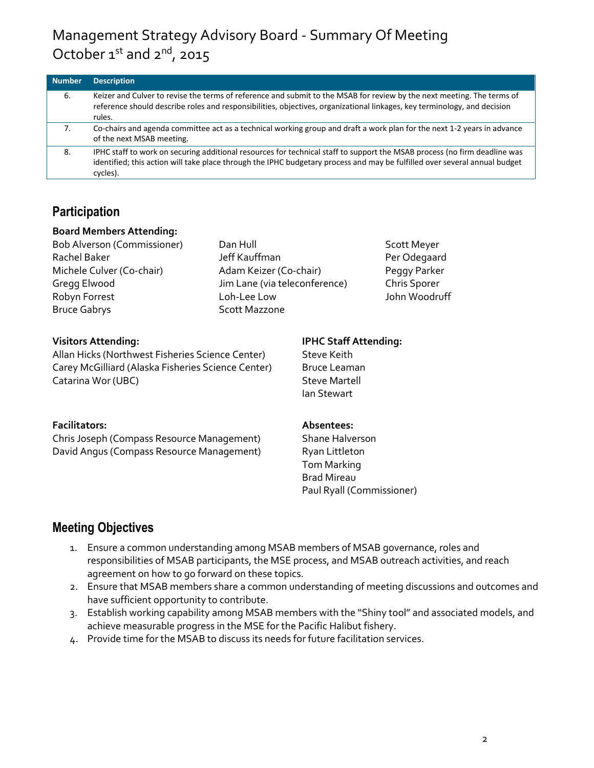# Management Strategy Advisory Board - Summary Of Meeting October 1st and 2nd, 2015

| Number | Description |
|---|---|
| 6. | Keizer and Culver to revise the terms of reference and submit to the MSAB for review by the next meeting. The terms of reference should describe roles and responsibilities, objectives, organizational linkages, key terminology, and decision rules. |
| 7. | Co-chairs and agenda committee act as a technical working group and draft a work plan for the next 1-2 years in advance of the next MSAB meeting. |
| 8. | IPHC staff to work on securing additional resources for technical staff to support the MSAB process (no firm deadline was identified; this action will take place through the IPHC budgetary process and may be fulfilled over several annual budget cycles). |

## Participation

**Board Members Attending:**

Bob Alverson (Commissioner)
Rachel Baker
Michele Culver (Co-chair)
Gregg Elwood
Robyn Forrest
Bruce Gabrys
Dan Hull
Jeff Kauffman
Adam Keizer (Co-chair)
Jim Lane (via teleconference)
Loh-Lee Low
Scott Mazzone
Scott Meyer
Per Odegaard
Peggy Parker
Chris Sporer
John Woodruff

**Visitors Attending:**

Allan Hicks (Northwest Fisheries Science Center)
Carey McGilliard (Alaska Fisheries Science Center)
Catarina Wor (UBC)

**IPHC Staff Attending:**

Steve Keith
Bruce Leaman
Steve Martell
Ian Stewart

**Facilitators:**

Chris Joseph (Compass Resource Management)
David Angus (Compass Resource Management)

**Absentees:**

Shane Halverson
Ryan Littleton
Tom Marking
Brad Mireau
Paul Ryall (Commissioner)

## Meeting Objectives

1. Ensure a common understanding among MSAB members of MSAB governance, roles and responsibilities of MSAB participants, the MSE process, and MSAB outreach activities, and reach agreement on how to go forward on these topics.
2. Ensure that MSAB members share a common understanding of meeting discussions and outcomes and have sufficient opportunity to contribute.
3. Establish working capability among MSAB members with the "Shiny tool" and associated models, and achieve measurable progress in the MSE for the Pacific Halibut fishery.
4. Provide time for the MSAB to discuss its needs for future facilitation services.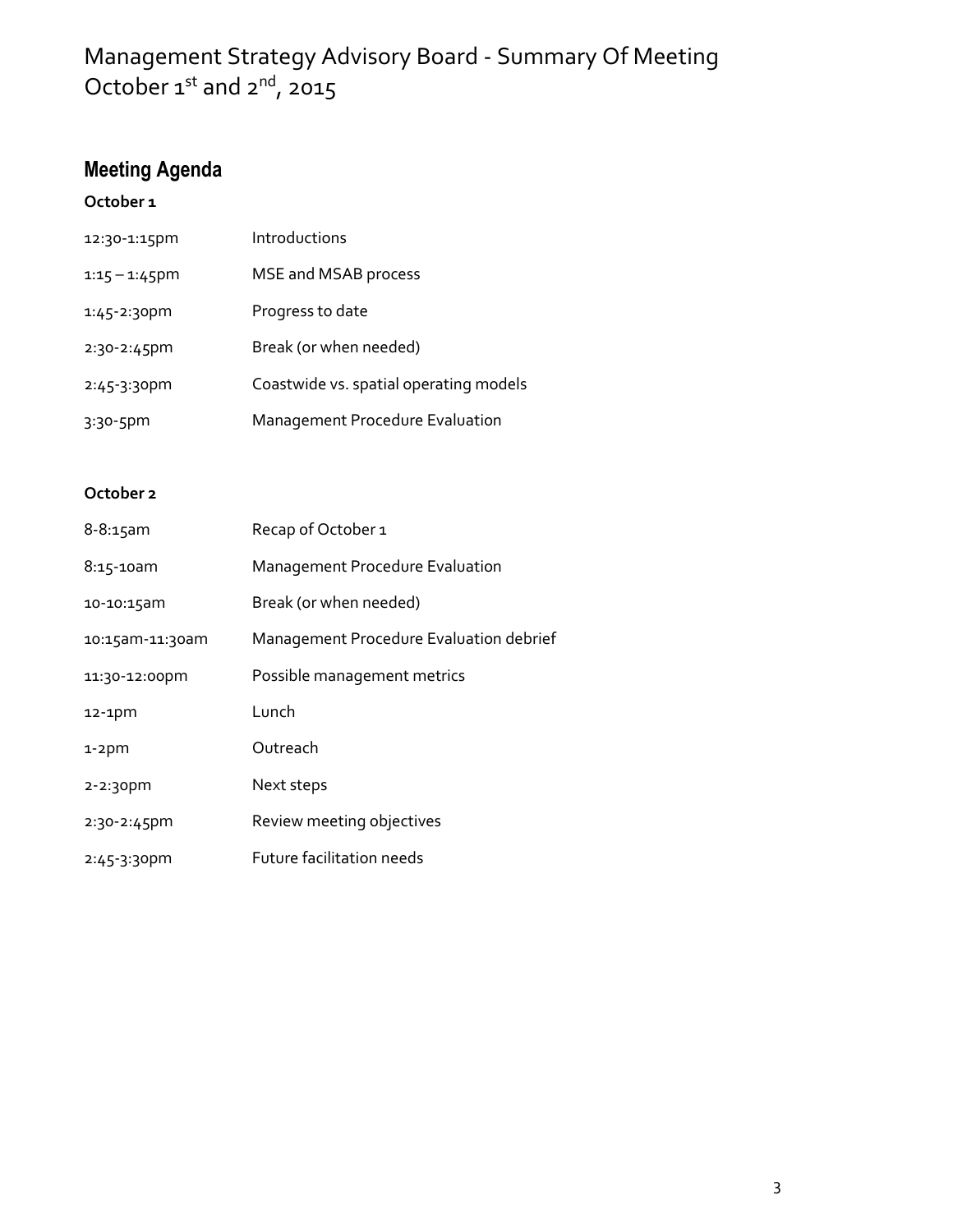# Management Strategy Advisory Board - Summary Of Meeting October 1st and 2nd, 2015

## Meeting Agenda

**October 1**

| | |
|---|---|
| 12:30-1:15pm | Introductions |
| 1:15 – 1:45pm | MSE and MSAB process |
| 1:45-2:30pm | Progress to date |
| 2:30-2:45pm | Break (or when needed) |
| 2:45-3:30pm | Coastwide vs. spatial operating models |
| 3:30-5pm | Management Procedure Evaluation |

**October 2**

| | |
|---|---|
| 8-8:15am | Recap of October 1 |
| 8:15-10am | Management Procedure Evaluation |
| 10-10:15am | Break (or when needed) |
| 10:15am-11:30am | Management Procedure Evaluation debrief |
| 11:30-12:00pm | Possible management metrics |
| 12-1pm | Lunch |
| 1-2pm | Outreach |
| 2-2:30pm | Next steps |
| 2:30-2:45pm | Review meeting objectives |
| 2:45-3:30pm | Future facilitation needs |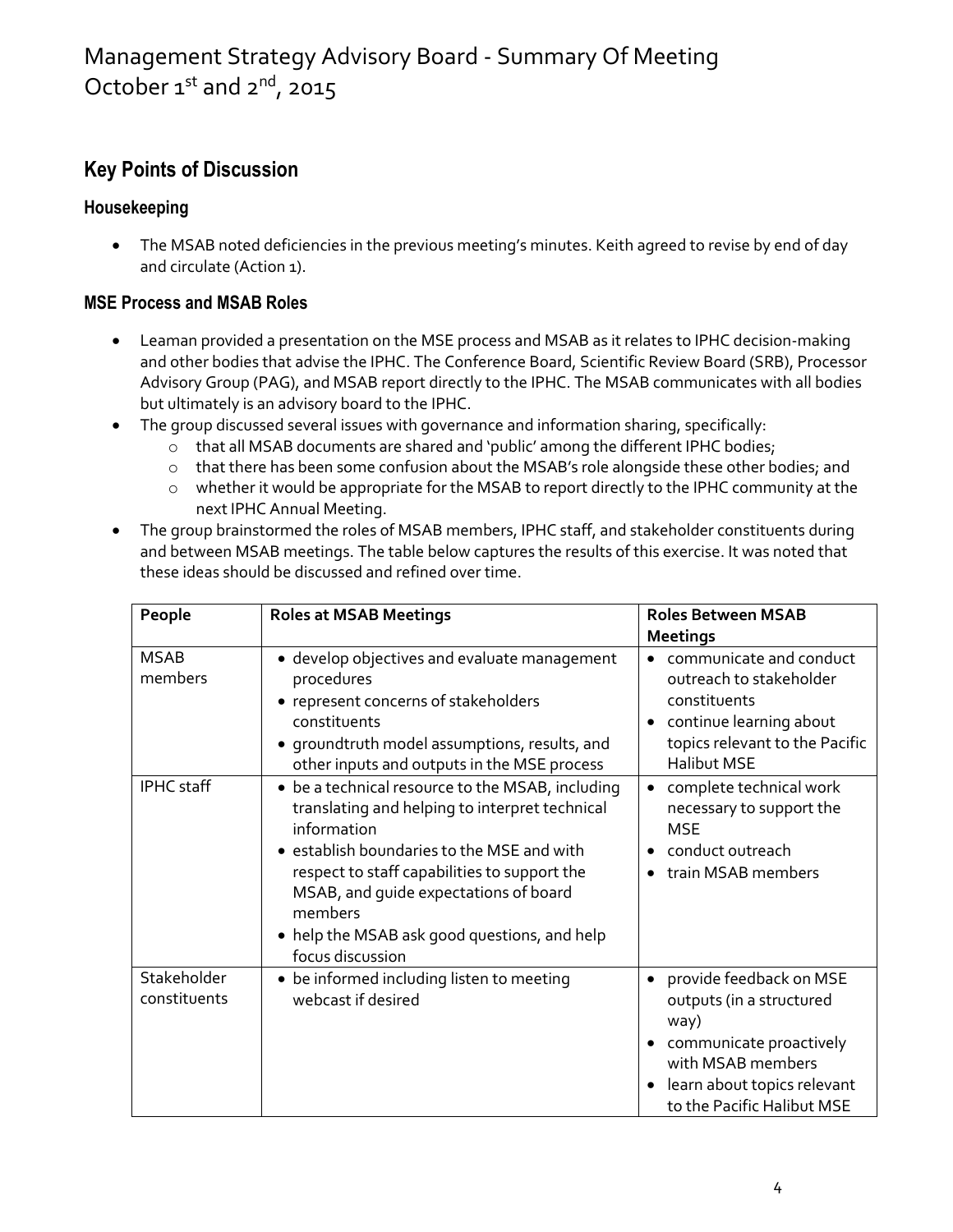# Management Strategy Advisory Board - Summary Of Meeting
October 1st and 2nd, 2015

## Key Points of Discussion

### Housekeeping

- The MSAB noted deficiencies in the previous meeting's minutes. Keith agreed to revise by end of day and circulate (Action 1).

### MSE Process and MSAB Roles

- Leaman provided a presentation on the MSE process and MSAB as it relates to IPHC decision-making and other bodies that advise the IPHC. The Conference Board, Scientific Review Board (SRB), Processor Advisory Group (PAG), and MSAB report directly to the IPHC. The MSAB communicates with all bodies but ultimately is an advisory board to the IPHC.
- The group discussed several issues with governance and information sharing, specifically:
  - that all MSAB documents are shared and 'public' among the different IPHC bodies;
  - that there has been some confusion about the MSAB's role alongside these other bodies; and
  - whether it would be appropriate for the MSAB to report directly to the IPHC community at the next IPHC Annual Meeting.
- The group brainstormed the roles of MSAB members, IPHC staff, and stakeholder constituents during and between MSAB meetings. The table below captures the results of this exercise. It was noted that these ideas should be discussed and refined over time.

| People | Roles at MSAB Meetings | Roles Between MSAB Meetings |
|---|---|---|
| MSAB members | • develop objectives and evaluate management procedures<br>• represent concerns of stakeholders constituents<br>• groundtruth model assumptions, results, and other inputs and outputs in the MSE process | • communicate and conduct outreach to stakeholder constituents<br>• continue learning about topics relevant to the Pacific Halibut MSE |
| IPHC staff | • be a technical resource to the MSAB, including translating and helping to interpret technical information<br>• establish boundaries to the MSE and with respect to staff capabilities to support the MSAB, and guide expectations of board members<br>• help the MSAB ask good questions, and help focus discussion | • complete technical work necessary to support the MSE<br>• conduct outreach<br>• train MSAB members |
| Stakeholder constituents | • be informed including listen to meeting webcast if desired | • provide feedback on MSE outputs (in a structured way)<br>• communicate proactively with MSAB members<br>• learn about topics relevant to the Pacific Halibut MSE |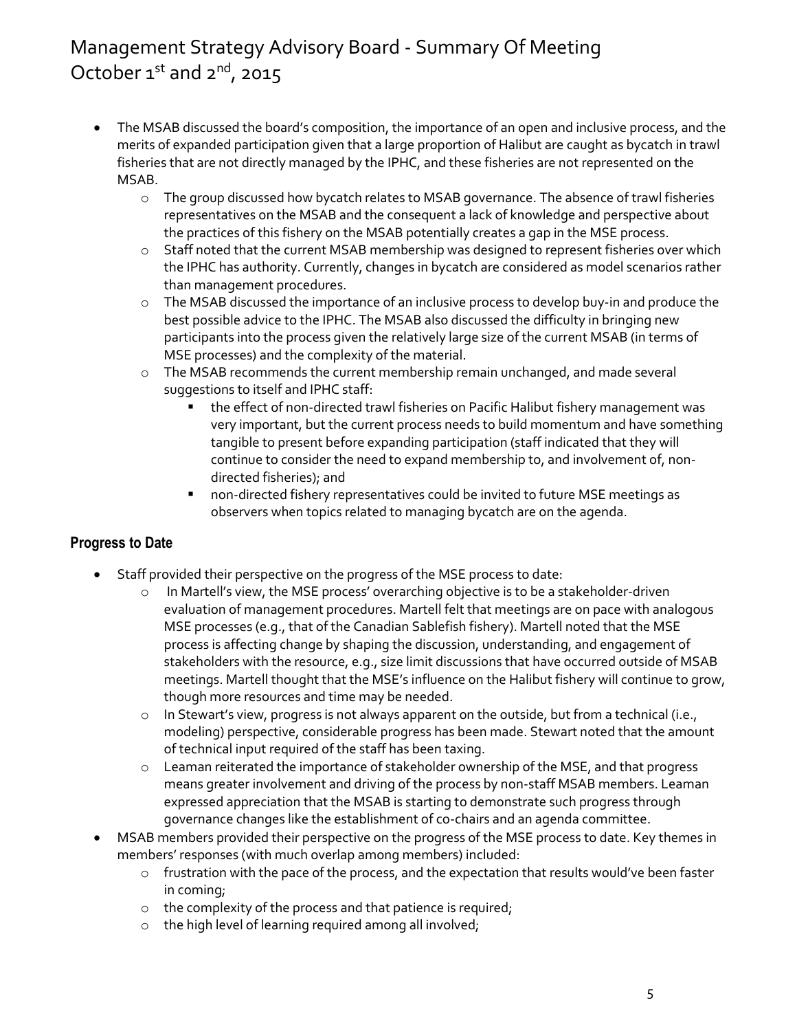- The MSAB discussed the board's composition, the importance of an open and inclusive process, and the merits of expanded participation given that a large proportion of Halibut are caught as bycatch in trawl fisheries that are not directly managed by the IPHC, and these fisheries are not represented on the MSAB.
  - The group discussed how bycatch relates to MSAB governance. The absence of trawl fisheries representatives on the MSAB and the consequent a lack of knowledge and perspective about the practices of this fishery on the MSAB potentially creates a gap in the MSE process.
  - Staff noted that the current MSAB membership was designed to represent fisheries over which the IPHC has authority. Currently, changes in bycatch are considered as model scenarios rather than management procedures.
  - The MSAB discussed the importance of an inclusive process to develop buy-in and produce the best possible advice to the IPHC. The MSAB also discussed the difficulty in bringing new participants into the process given the relatively large size of the current MSAB (in terms of MSE processes) and the complexity of the material.
  - The MSAB recommends the current membership remain unchanged, and made several suggestions to itself and IPHC staff:
    - the effect of non-directed trawl fisheries on Pacific Halibut fishery management was very important, but the current process needs to build momentum and have something tangible to present before expanding participation (staff indicated that they will continue to consider the need to expand membership to, and involvement of, non-directed fisheries); and
    - non-directed fishery representatives could be invited to future MSE meetings as observers when topics related to managing bycatch are on the agenda.

## Progress to Date

- Staff provided their perspective on the progress of the MSE process to date:
  - In Martell's view, the MSE process' overarching objective is to be a stakeholder-driven evaluation of management procedures. Martell felt that meetings are on pace with analogous MSE processes (e.g., that of the Canadian Sablefish fishery). Martell noted that the MSE process is affecting change by shaping the discussion, understanding, and engagement of stakeholders with the resource, e.g., size limit discussions that have occurred outside of MSAB meetings. Martell thought that the MSE's influence on the Halibut fishery will continue to grow, though more resources and time may be needed.
  - In Stewart's view, progress is not always apparent on the outside, but from a technical (i.e., modeling) perspective, considerable progress has been made. Stewart noted that the amount of technical input required of the staff has been taxing.
  - Leaman reiterated the importance of stakeholder ownership of the MSE, and that progress means greater involvement and driving of the process by non-staff MSAB members. Leaman expressed appreciation that the MSAB is starting to demonstrate such progress through governance changes like the establishment of co-chairs and an agenda committee.
- MSAB members provided their perspective on the progress of the MSE process to date. Key themes in members' responses (with much overlap among members) included:
  - frustration with the pace of the process, and the expectation that results would've been faster in coming;
  - the complexity of the process and that patience is required;
  - the high level of learning required among all involved;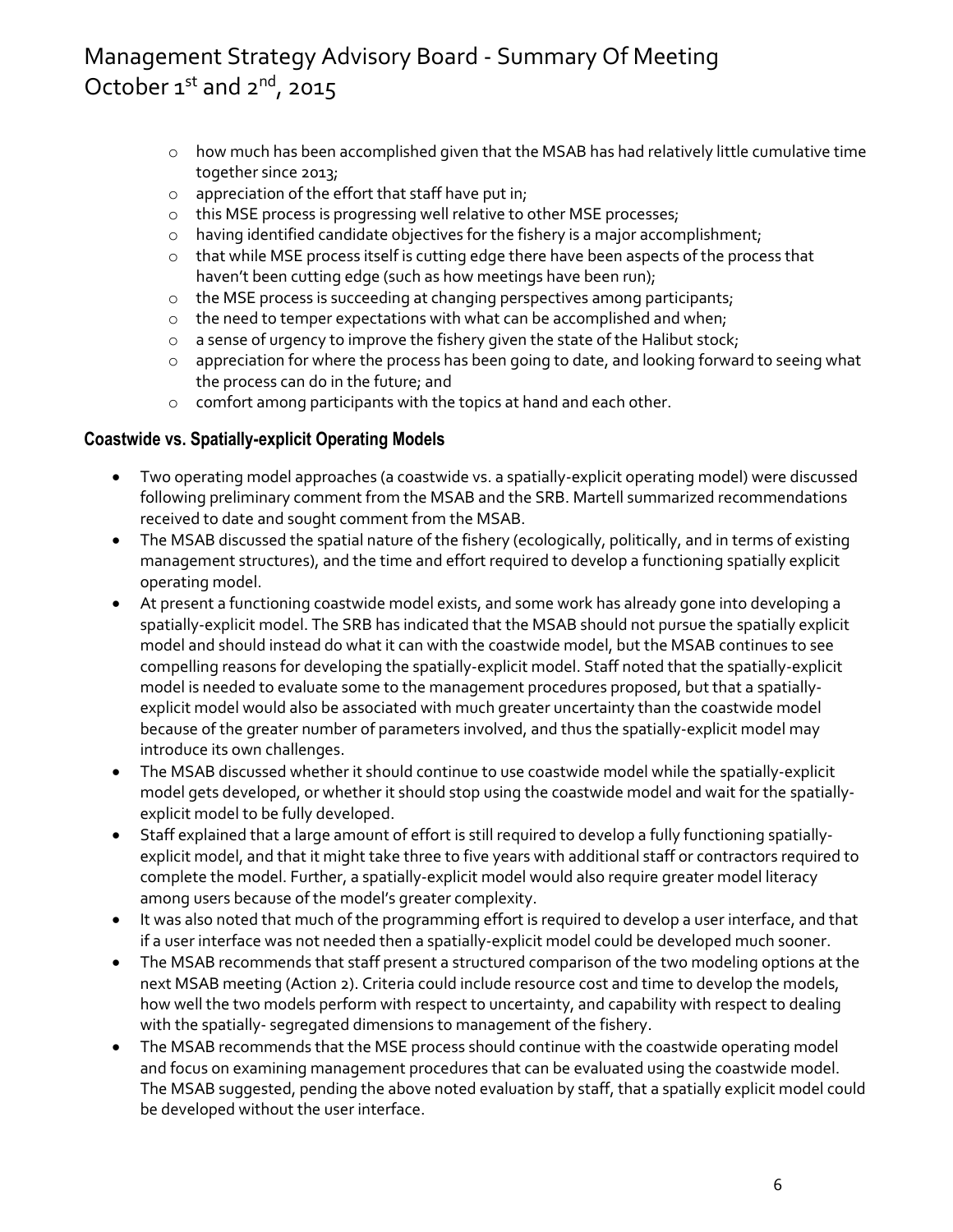- how much has been accomplished given that the MSAB has had relatively little cumulative time together since 2013;
- appreciation of the effort that staff have put in;
- this MSE process is progressing well relative to other MSE processes;
- having identified candidate objectives for the fishery is a major accomplishment;
- that while MSE process itself is cutting edge there have been aspects of the process that haven't been cutting edge (such as how meetings have been run);
- the MSE process is succeeding at changing perspectives among participants;
- the need to temper expectations with what can be accomplished and when;
- a sense of urgency to improve the fishery given the state of the Halibut stock;
- appreciation for where the process has been going to date, and looking forward to seeing what the process can do in the future; and
- comfort among participants with the topics at hand and each other.

### Coastwide vs. Spatially-explicit Operating Models

- Two operating model approaches (a coastwide vs. a spatially-explicit operating model) were discussed following preliminary comment from the MSAB and the SRB. Martell summarized recommendations received to date and sought comment from the MSAB.
- The MSAB discussed the spatial nature of the fishery (ecologically, politically, and in terms of existing management structures), and the time and effort required to develop a functioning spatially explicit operating model.
- At present a functioning coastwide model exists, and some work has already gone into developing a spatially-explicit model. The SRB has indicated that the MSAB should not pursue the spatially explicit model and should instead do what it can with the coastwide model, but the MSAB continues to see compelling reasons for developing the spatially-explicit model. Staff noted that the spatially-explicit model is needed to evaluate some to the management procedures proposed, but that a spatially-explicit model would also be associated with much greater uncertainty than the coastwide model because of the greater number of parameters involved, and thus the spatially-explicit model may introduce its own challenges.
- The MSAB discussed whether it should continue to use coastwide model while the spatially-explicit model gets developed, or whether it should stop using the coastwide model and wait for the spatially-explicit model to be fully developed.
- Staff explained that a large amount of effort is still required to develop a fully functioning spatially-explicit model, and that it might take three to five years with additional staff or contractors required to complete the model. Further, a spatially-explicit model would also require greater model literacy among users because of the model's greater complexity.
- It was also noted that much of the programming effort is required to develop a user interface, and that if a user interface was not needed then a spatially-explicit model could be developed much sooner.
- The MSAB recommends that staff present a structured comparison of the two modeling options at the next MSAB meeting (Action 2). Criteria could include resource cost and time to develop the models, how well the two models perform with respect to uncertainty, and capability with respect to dealing with the spatially- segregated dimensions to management of the fishery.
- The MSAB recommends that the MSE process should continue with the coastwide operating model and focus on examining management procedures that can be evaluated using the coastwide model. The MSAB suggested, pending the above noted evaluation by staff, that a spatially explicit model could be developed without the user interface.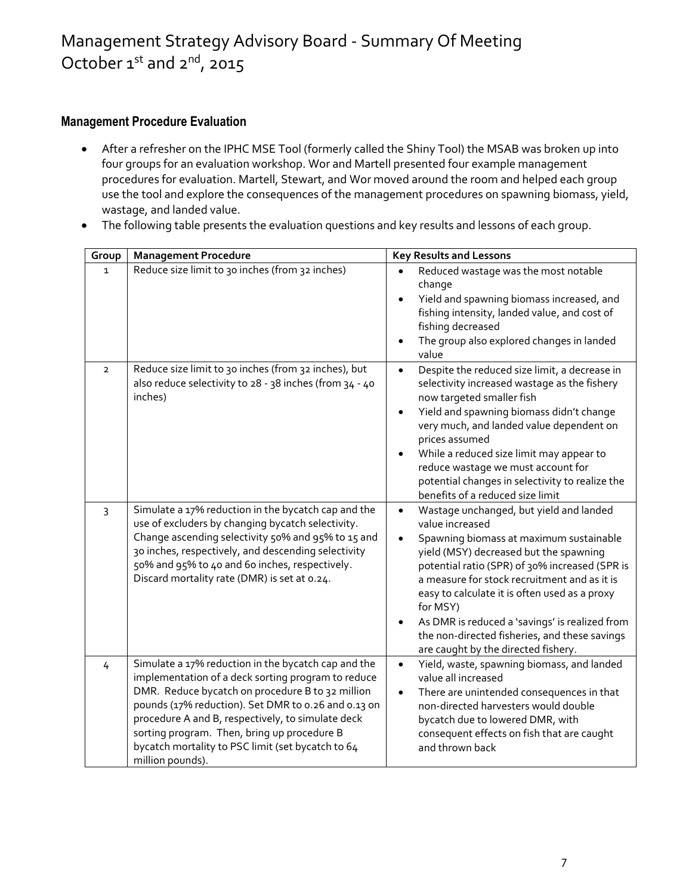## Management Procedure Evaluation

- After a refresher on the IPHC MSE Tool (formerly called the Shiny Tool) the MSAB was broken up into four groups for an evaluation workshop. Wor and Martell presented four example management procedures for evaluation. Martell, Stewart, and Wor moved around the room and helped each group use the tool and explore the consequences of the management procedures on spawning biomass, yield, wastage, and landed value.
- The following table presents the evaluation questions and key results and lessons of each group.

| Group | Management Procedure | Key Results and Lessons |
|---|---|---|
| 1 | Reduce size limit to 30 inches (from 32 inches) | • Reduced wastage was the most notable change<br>• Yield and spawning biomass increased, and fishing intensity, landed value, and cost of fishing decreased<br>• The group also explored changes in landed value |
| 2 | Reduce size limit to 30 inches (from 32 inches), but also reduce selectivity to 28 - 38 inches (from 34 - 40 inches) | • Despite the reduced size limit, a decrease in selectivity increased wastage as the fishery now targeted smaller fish<br>• Yield and spawning biomass didn't change very much, and landed value dependent on prices assumed<br>• While a reduced size limit may appear to reduce wastage we must account for potential changes in selectivity to realize the benefits of a reduced size limit |
| 3 | Simulate a 17% reduction in the bycatch cap and the use of excluders by changing bycatch selectivity. Change ascending selectivity 50% and 95% to 15 and 30 inches, respectively, and descending selectivity 50% and 95% to 40 and 60 inches, respectively. Discard mortality rate (DMR) is set at 0.24. | • Wastage unchanged, but yield and landed value increased<br>• Spawning biomass at maximum sustainable yield (MSY) decreased but the spawning potential ratio (SPR) of 30% increased (SPR is a measure for stock recruitment and as it is easy to calculate it is often used as a proxy for MSY)<br>• As DMR is reduced a 'savings' is realized from the non-directed fisheries, and these savings are caught by the directed fishery. |
| 4 | Simulate a 17% reduction in the bycatch cap and the implementation of a deck sorting program to reduce DMR. Reduce bycatch on procedure B to 32 million pounds (17% reduction). Set DMR to 0.26 and 0.13 on procedure A and B, respectively, to simulate deck sorting program. Then, bring up procedure B bycatch mortality to PSC limit (set bycatch to 64 million pounds). | • Yield, waste, spawning biomass, and landed value all increased<br>• There are unintended consequences in that non-directed harvesters would double bycatch due to lowered DMR, with consequent effects on fish that are caught and thrown back |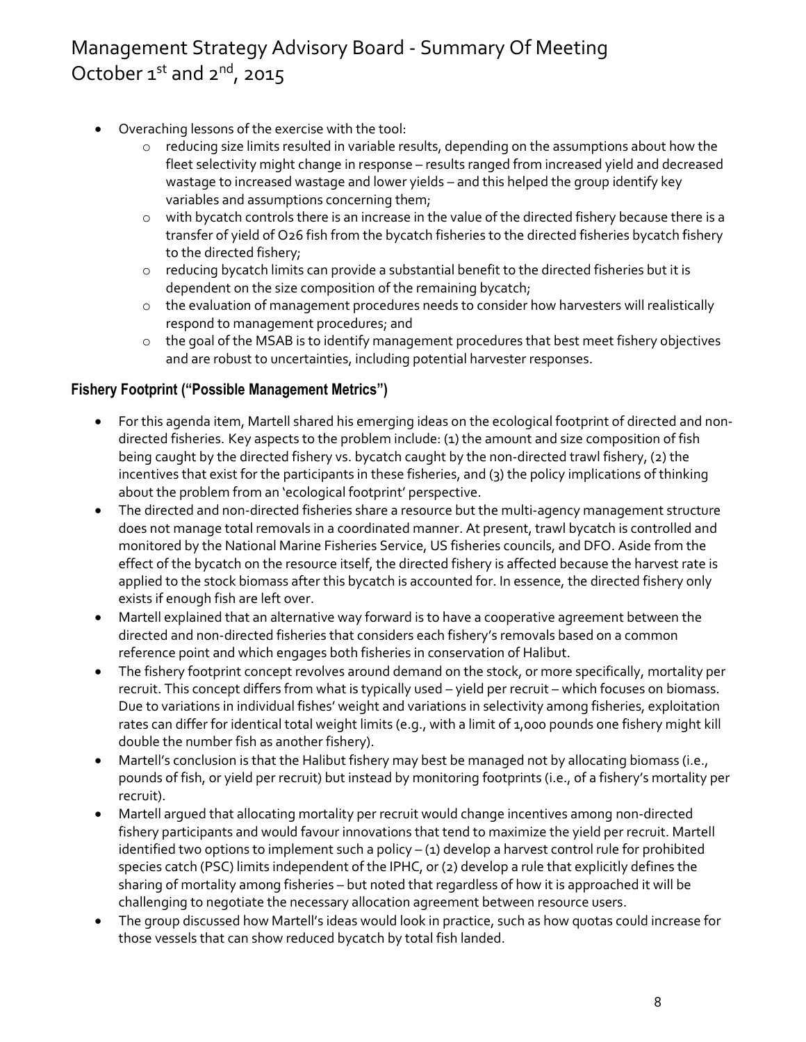- Overaching lessons of the exercise with the tool:
  - reducing size limits resulted in variable results, depending on the assumptions about how the fleet selectivity might change in response – results ranged from increased yield and decreased wastage to increased wastage and lower yields – and this helped the group identify key variables and assumptions concerning them;
  - with bycatch controls there is an increase in the value of the directed fishery because there is a transfer of yield of O26 fish from the bycatch fisheries to the directed fisheries bycatch fishery to the directed fishery;
  - reducing bycatch limits can provide a substantial benefit to the directed fisheries but it is dependent on the size composition of the remaining bycatch;
  - the evaluation of management procedures needs to consider how harvesters will realistically respond to management procedures; and
  - the goal of the MSAB is to identify management procedures that best meet fishery objectives and are robust to uncertainties, including potential harvester responses.

### Fishery Footprint ("Possible Management Metrics")

- For this agenda item, Martell shared his emerging ideas on the ecological footprint of directed and non-directed fisheries. Key aspects to the problem include: (1) the amount and size composition of fish being caught by the directed fishery vs. bycatch caught by the non-directed trawl fishery, (2) the incentives that exist for the participants in these fisheries, and (3) the policy implications of thinking about the problem from an 'ecological footprint' perspective.
- The directed and non-directed fisheries share a resource but the multi-agency management structure does not manage total removals in a coordinated manner. At present, trawl bycatch is controlled and monitored by the National Marine Fisheries Service, US fisheries councils, and DFO. Aside from the effect of the bycatch on the resource itself, the directed fishery is affected because the harvest rate is applied to the stock biomass after this bycatch is accounted for. In essence, the directed fishery only exists if enough fish are left over.
- Martell explained that an alternative way forward is to have a cooperative agreement between the directed and non-directed fisheries that considers each fishery's removals based on a common reference point and which engages both fisheries in conservation of Halibut.
- The fishery footprint concept revolves around demand on the stock, or more specifically, mortality per recruit. This concept differs from what is typically used – yield per recruit – which focuses on biomass. Due to variations in individual fishes' weight and variations in selectivity among fisheries, exploitation rates can differ for identical total weight limits (e.g., with a limit of 1,000 pounds one fishery might kill double the number fish as another fishery).
- Martell's conclusion is that the Halibut fishery may best be managed not by allocating biomass (i.e., pounds of fish, or yield per recruit) but instead by monitoring footprints (i.e., of a fishery's mortality per recruit).
- Martell argued that allocating mortality per recruit would change incentives among non-directed fishery participants and would favour innovations that tend to maximize the yield per recruit. Martell identified two options to implement such a policy – (1) develop a harvest control rule for prohibited species catch (PSC) limits independent of the IPHC, or (2) develop a rule that explicitly defines the sharing of mortality among fisheries – but noted that regardless of how it is approached it will be challenging to negotiate the necessary allocation agreement between resource users.
- The group discussed how Martell's ideas would look in practice, such as how quotas could increase for those vessels that can show reduced bycatch by total fish landed.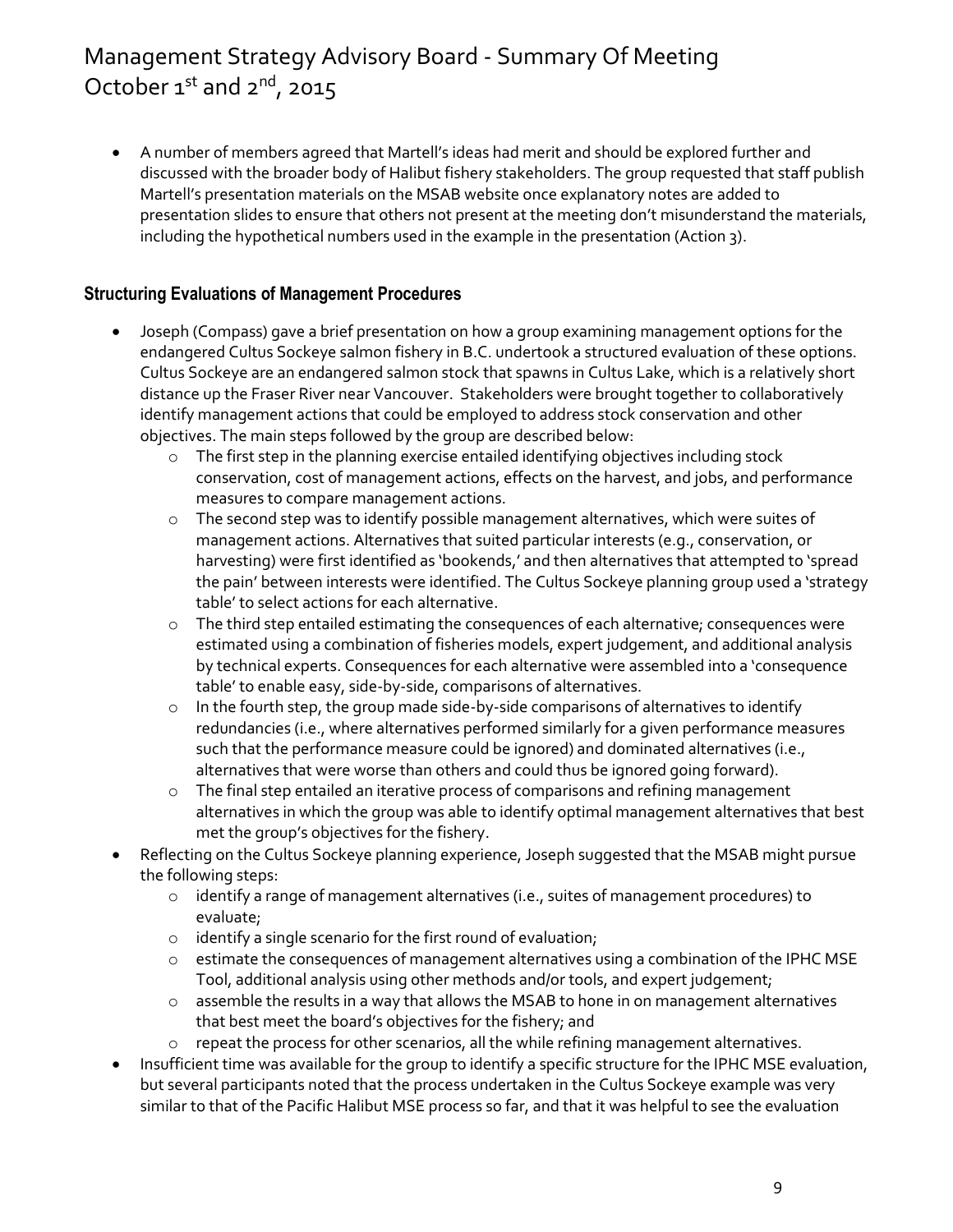- A number of members agreed that Martell's ideas had merit and should be explored further and discussed with the broader body of Halibut fishery stakeholders. The group requested that staff publish Martell's presentation materials on the MSAB website once explanatory notes are added to presentation slides to ensure that others not present at the meeting don't misunderstand the materials, including the hypothetical numbers used in the example in the presentation (Action 3).

### Structuring Evaluations of Management Procedures

- Joseph (Compass) gave a brief presentation on how a group examining management options for the endangered Cultus Sockeye salmon fishery in B.C. undertook a structured evaluation of these options. Cultus Sockeye are an endangered salmon stock that spawns in Cultus Lake, which is a relatively short distance up the Fraser River near Vancouver. Stakeholders were brought together to collaboratively identify management actions that could be employed to address stock conservation and other objectives. The main steps followed by the group are described below:
  - The first step in the planning exercise entailed identifying objectives including stock conservation, cost of management actions, effects on the harvest, and jobs, and performance measures to compare management actions.
  - The second step was to identify possible management alternatives, which were suites of management actions. Alternatives that suited particular interests (e.g., conservation, or harvesting) were first identified as 'bookends,' and then alternatives that attempted to 'spread the pain' between interests were identified. The Cultus Sockeye planning group used a 'strategy table' to select actions for each alternative.
  - The third step entailed estimating the consequences of each alternative; consequences were estimated using a combination of fisheries models, expert judgement, and additional analysis by technical experts. Consequences for each alternative were assembled into a 'consequence table' to enable easy, side-by-side, comparisons of alternatives.
  - In the fourth step, the group made side-by-side comparisons of alternatives to identify redundancies (i.e., where alternatives performed similarly for a given performance measures such that the performance measure could be ignored) and dominated alternatives (i.e., alternatives that were worse than others and could thus be ignored going forward).
  - The final step entailed an iterative process of comparisons and refining management alternatives in which the group was able to identify optimal management alternatives that best met the group's objectives for the fishery.
- Reflecting on the Cultus Sockeye planning experience, Joseph suggested that the MSAB might pursue the following steps:
  - identify a range of management alternatives (i.e., suites of management procedures) to evaluate;
  - identify a single scenario for the first round of evaluation;
  - estimate the consequences of management alternatives using a combination of the IPHC MSE Tool, additional analysis using other methods and/or tools, and expert judgement;
  - assemble the results in a way that allows the MSAB to hone in on management alternatives that best meet the board's objectives for the fishery; and
  - repeat the process for other scenarios, all the while refining management alternatives.
- Insufficient time was available for the group to identify a specific structure for the IPHC MSE evaluation, but several participants noted that the process undertaken in the Cultus Sockeye example was very similar to that of the Pacific Halibut MSE process so far, and that it was helpful to see the evaluation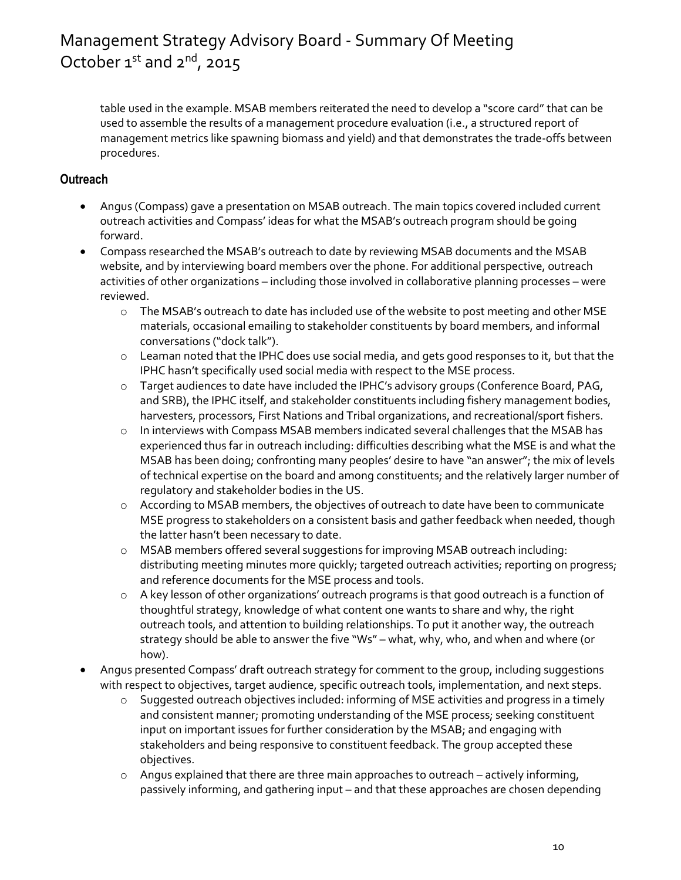table used in the example. MSAB members reiterated the need to develop a "score card" that can be used to assemble the results of a management procedure evaluation (i.e., a structured report of management metrics like spawning biomass and yield) and that demonstrates the trade-offs between procedures.

## Outreach

- Angus (Compass) gave a presentation on MSAB outreach. The main topics covered included current outreach activities and Compass' ideas for what the MSAB's outreach program should be going forward.
- Compass researched the MSAB's outreach to date by reviewing MSAB documents and the MSAB website, and by interviewing board members over the phone. For additional perspective, outreach activities of other organizations – including those involved in collaborative planning processes – were reviewed.
  - The MSAB's outreach to date has included use of the website to post meeting and other MSE materials, occasional emailing to stakeholder constituents by board members, and informal conversations ("dock talk").
  - Leaman noted that the IPHC does use social media, and gets good responses to it, but that the IPHC hasn't specifically used social media with respect to the MSE process.
  - Target audiences to date have included the IPHC's advisory groups (Conference Board, PAG, and SRB), the IPHC itself, and stakeholder constituents including fishery management bodies, harvesters, processors, First Nations and Tribal organizations, and recreational/sport fishers.
  - In interviews with Compass MSAB members indicated several challenges that the MSAB has experienced thus far in outreach including: difficulties describing what the MSE is and what the MSAB has been doing; confronting many peoples' desire to have "an answer"; the mix of levels of technical expertise on the board and among constituents; and the relatively larger number of regulatory and stakeholder bodies in the US.
  - According to MSAB members, the objectives of outreach to date have been to communicate MSE progress to stakeholders on a consistent basis and gather feedback when needed, though the latter hasn't been necessary to date.
  - MSAB members offered several suggestions for improving MSAB outreach including: distributing meeting minutes more quickly; targeted outreach activities; reporting on progress; and reference documents for the MSE process and tools.
  - A key lesson of other organizations' outreach programs is that good outreach is a function of thoughtful strategy, knowledge of what content one wants to share and why, the right outreach tools, and attention to building relationships. To put it another way, the outreach strategy should be able to answer the five "Ws" – what, why, who, and when and where (or how).
- Angus presented Compass' draft outreach strategy for comment to the group, including suggestions with respect to objectives, target audience, specific outreach tools, implementation, and next steps.
  - Suggested outreach objectives included: informing of MSE activities and progress in a timely and consistent manner; promoting understanding of the MSE process; seeking constituent input on important issues for further consideration by the MSAB; and engaging with stakeholders and being responsive to constituent feedback. The group accepted these objectives.
  - Angus explained that there are three main approaches to outreach – actively informing, passively informing, and gathering input – and that these approaches are chosen depending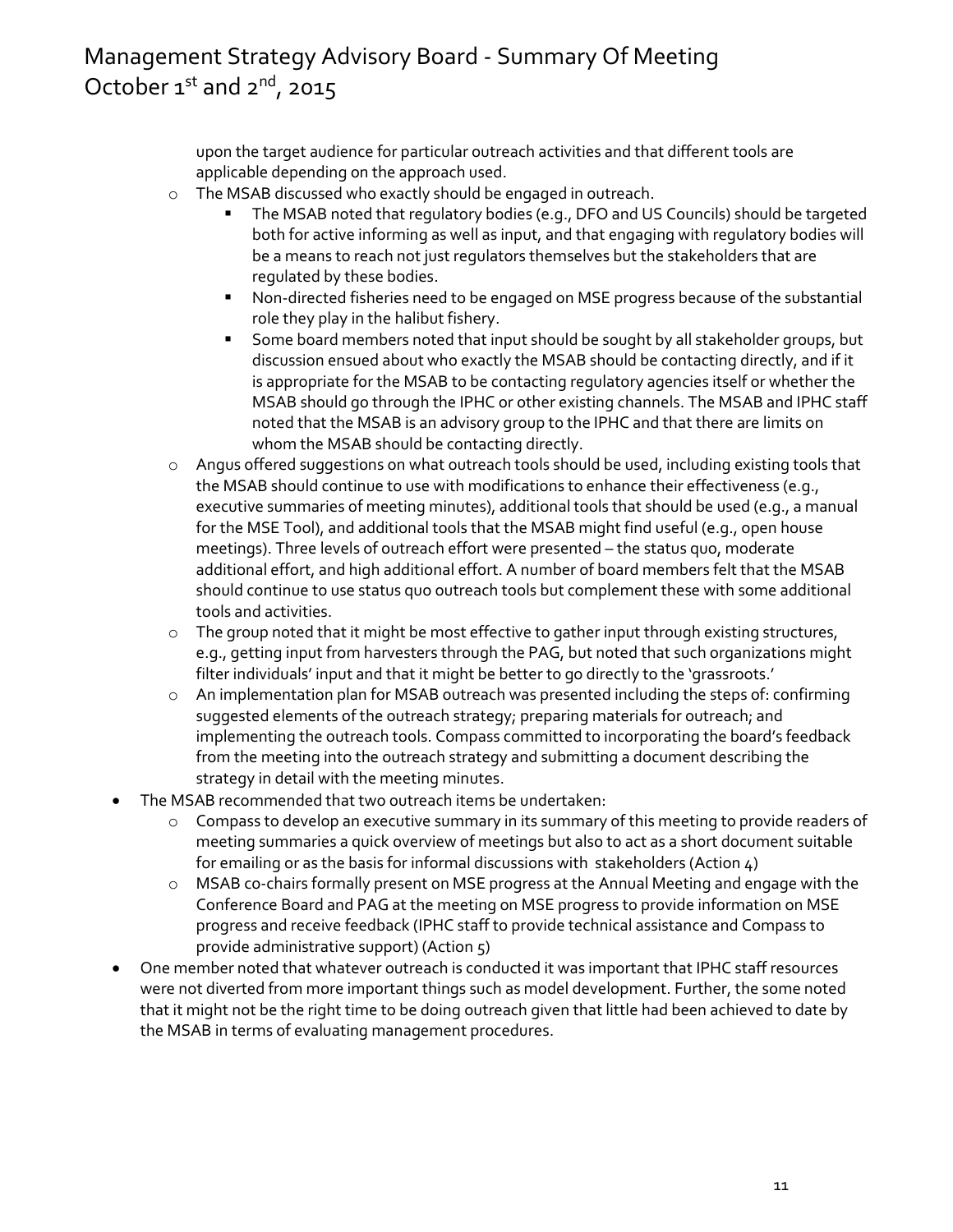upon the target audience for particular outreach activities and that different tools are applicable depending on the approach used.

  - The MSAB discussed who exactly should be engaged in outreach.
    - The MSAB noted that regulatory bodies (e.g., DFO and US Councils) should be targeted both for active informing as well as input, and that engaging with regulatory bodies will be a means to reach not just regulators themselves but the stakeholders that are regulated by these bodies.
    - Non-directed fisheries need to be engaged on MSE progress because of the substantial role they play in the halibut fishery.
    - Some board members noted that input should be sought by all stakeholder groups, but discussion ensued about who exactly the MSAB should be contacting directly, and if it is appropriate for the MSAB to be contacting regulatory agencies itself or whether the MSAB should go through the IPHC or other existing channels. The MSAB and IPHC staff noted that the MSAB is an advisory group to the IPHC and that there are limits on whom the MSAB should be contacting directly.
  - Angus offered suggestions on what outreach tools should be used, including existing tools that the MSAB should continue to use with modifications to enhance their effectiveness (e.g., executive summaries of meeting minutes), additional tools that should be used (e.g., a manual for the MSE Tool), and additional tools that the MSAB might find useful (e.g., open house meetings). Three levels of outreach effort were presented – the status quo, moderate additional effort, and high additional effort. A number of board members felt that the MSAB should continue to use status quo outreach tools but complement these with some additional tools and activities.
  - The group noted that it might be most effective to gather input through existing structures, e.g., getting input from harvesters through the PAG, but noted that such organizations might filter individuals' input and that it might be better to go directly to the 'grassroots.'
  - An implementation plan for MSAB outreach was presented including the steps of: confirming suggested elements of the outreach strategy; preparing materials for outreach; and implementing the outreach tools. Compass committed to incorporating the board's feedback from the meeting into the outreach strategy and submitting a document describing the strategy in detail with the meeting minutes.
- The MSAB recommended that two outreach items be undertaken:
  - Compass to develop an executive summary in its summary of this meeting to provide readers of meeting summaries a quick overview of meetings but also to act as a short document suitable for emailing or as the basis for informal discussions with stakeholders (Action 4)
  - MSAB co-chairs formally present on MSE progress at the Annual Meeting and engage with the Conference Board and PAG at the meeting on MSE progress to provide information on MSE progress and receive feedback (IPHC staff to provide technical assistance and Compass to provide administrative support) (Action 5)
- One member noted that whatever outreach is conducted it was important that IPHC staff resources were not diverted from more important things such as model development. Further, the some noted that it might not be the right time to be doing outreach given that little had been achieved to date by the MSAB in terms of evaluating management procedures.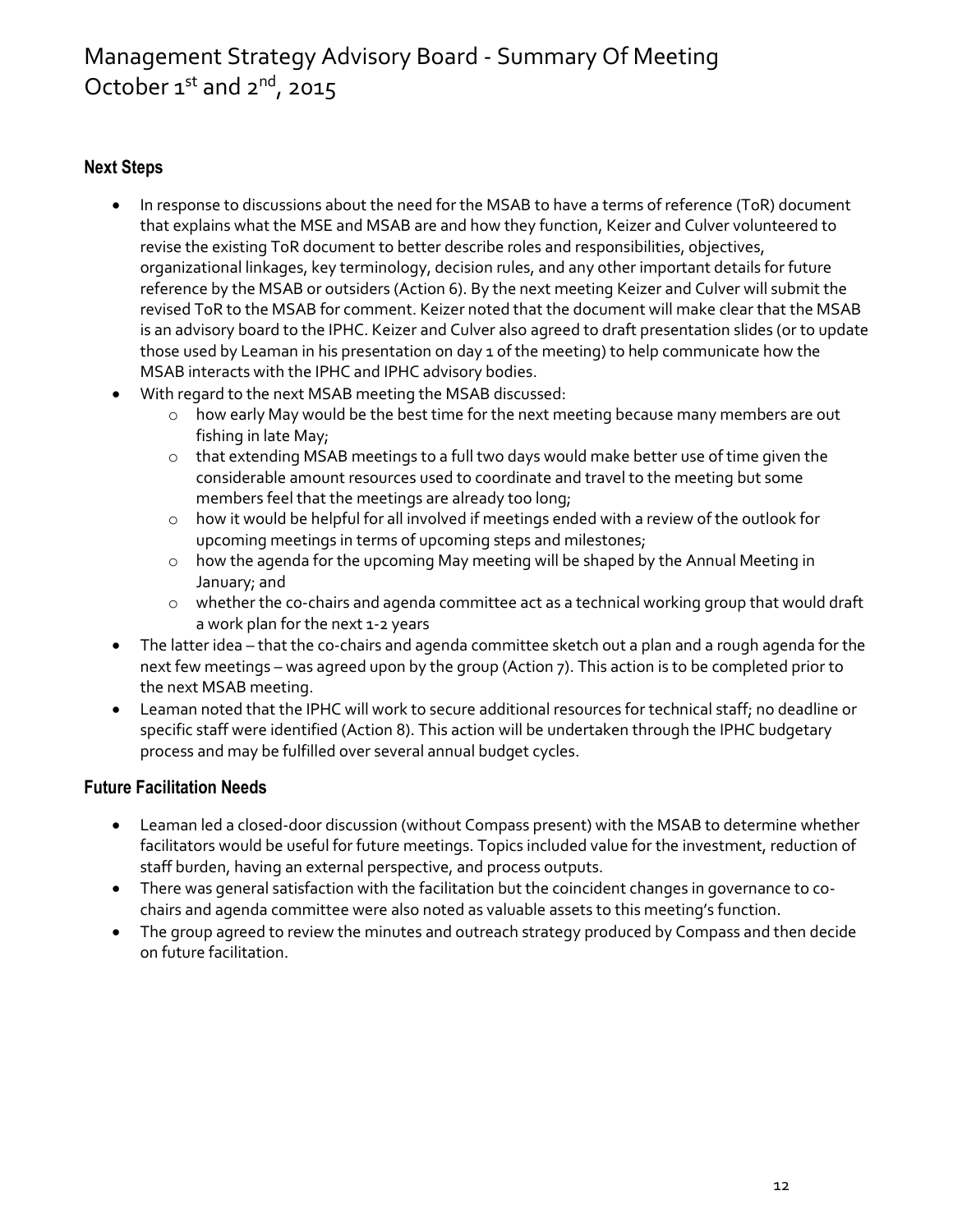## Next Steps

- In response to discussions about the need for the MSAB to have a terms of reference (ToR) document that explains what the MSE and MSAB are and how they function, Keizer and Culver volunteered to revise the existing ToR document to better describe roles and responsibilities, objectives, organizational linkages, key terminology, decision rules, and any other important details for future reference by the MSAB or outsiders (Action 6). By the next meeting Keizer and Culver will submit the revised ToR to the MSAB for comment. Keizer noted that the document will make clear that the MSAB is an advisory board to the IPHC. Keizer and Culver also agreed to draft presentation slides (or to update those used by Leaman in his presentation on day 1 of the meeting) to help communicate how the MSAB interacts with the IPHC and IPHC advisory bodies.
- With regard to the next MSAB meeting the MSAB discussed:
  - how early May would be the best time for the next meeting because many members are out fishing in late May;
  - that extending MSAB meetings to a full two days would make better use of time given the considerable amount resources used to coordinate and travel to the meeting but some members feel that the meetings are already too long;
  - how it would be helpful for all involved if meetings ended with a review of the outlook for upcoming meetings in terms of upcoming steps and milestones;
  - how the agenda for the upcoming May meeting will be shaped by the Annual Meeting in January; and
  - whether the co-chairs and agenda committee act as a technical working group that would draft a work plan for the next 1-2 years
- The latter idea – that the co-chairs and agenda committee sketch out a plan and a rough agenda for the next few meetings – was agreed upon by the group (Action 7). This action is to be completed prior to the next MSAB meeting.
- Leaman noted that the IPHC will work to secure additional resources for technical staff; no deadline or specific staff were identified (Action 8). This action will be undertaken through the IPHC budgetary process and may be fulfilled over several annual budget cycles.

## Future Facilitation Needs

- Leaman led a closed-door discussion (without Compass present) with the MSAB to determine whether facilitators would be useful for future meetings. Topics included value for the investment, reduction of staff burden, having an external perspective, and process outputs.
- There was general satisfaction with the facilitation but the coincident changes in governance to co-chairs and agenda committee were also noted as valuable assets to this meeting's function.
- The group agreed to review the minutes and outreach strategy produced by Compass and then decide on future facilitation.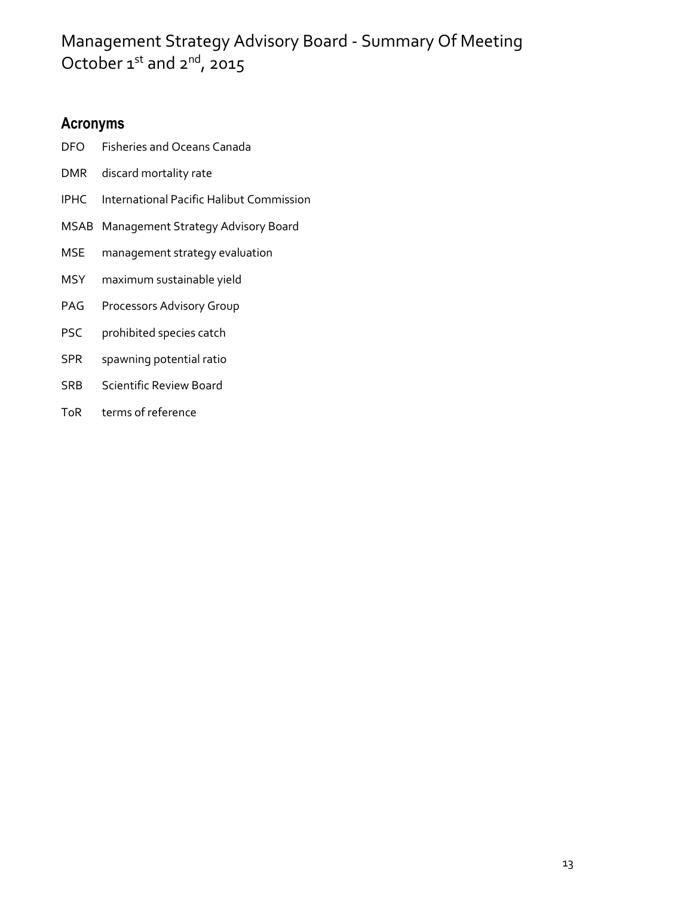## Acronyms

| | |
|---|---|
| DFO | Fisheries and Oceans Canada |
| DMR | discard mortality rate |
| IPHC | International Pacific Halibut Commission |
| MSAB | Management Strategy Advisory Board |
| MSE | management strategy evaluation |
| MSY | maximum sustainable yield |
| PAG | Processors Advisory Group |
| PSC | prohibited species catch |
| SPR | spawning potential ratio |
| SRB | Scientific Review Board |
| ToR | terms of reference |